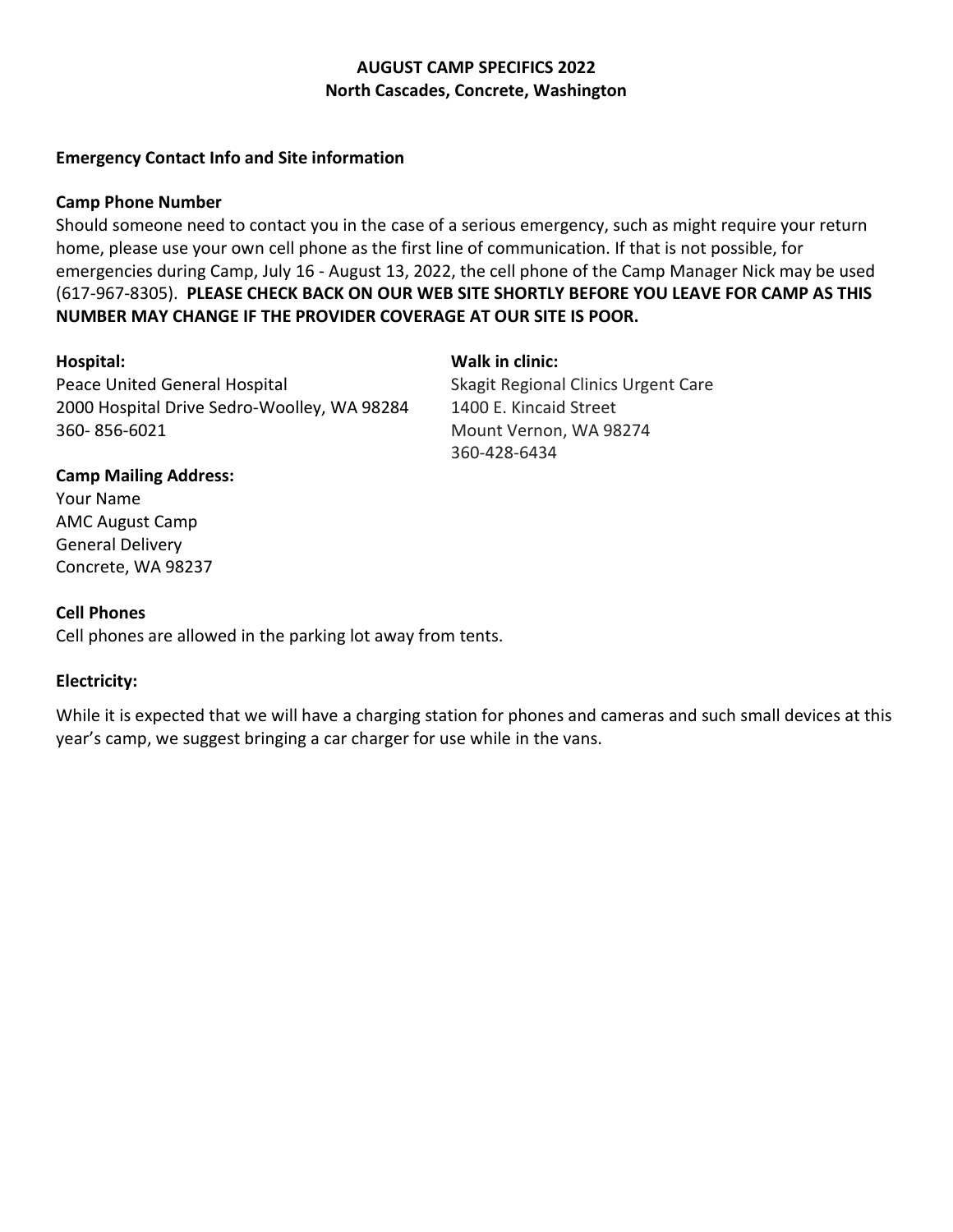# AUGUST CAMP SPECIFICS 2022
## North Cascades, Concrete, Washington

**Emergency Contact Info and Site information**

**Camp Phone Number**

Should someone need to contact you in the case of a serious emergency, such as might require your return home, please use your own cell phone as the first line of communication. If that is not possible, for emergencies during Camp, July 16 - August 13, 2022, the cell phone of the Camp Manager Nick may be used (617-967-8305). **PLEASE CHECK BACK ON OUR WEB SITE SHORTLY BEFORE YOU LEAVE FOR CAMP AS THIS NUMBER MAY CHANGE IF THE PROVIDER COVERAGE AT OUR SITE IS POOR.**

**Hospital:**

Peace United General Hospital
2000 Hospital Drive Sedro-Woolley, WA 98284
360- 856-6021

**Walk in clinic:**

Skagit Regional Clinics Urgent Care
1400 E. Kincaid Street
Mount Vernon, WA 98274
360-428-6434

**Camp Mailing Address:**

Your Name
AMC August Camp
General Delivery
Concrete, WA 98237

**Cell Phones**

Cell phones are allowed in the parking lot away from tents.

**Electricity:**

While it is expected that we will have a charging station for phones and cameras and such small devices at this year's camp, we suggest bringing a car charger for use while in the vans.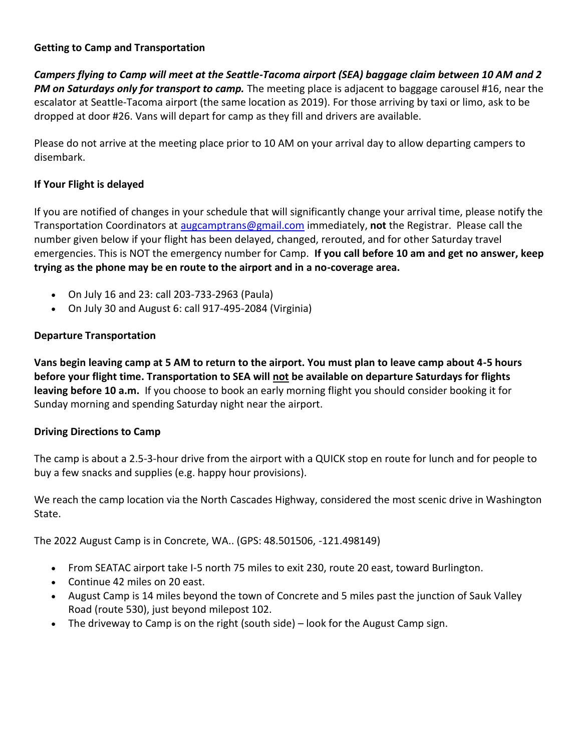**Getting to Camp and Transportation**

***Campers flying to Camp will meet at the Seattle-Tacoma airport (SEA) baggage claim between 10 AM and 2 PM on Saturdays only for transport to camp.*** The meeting place is adjacent to baggage carousel #16, near the escalator at Seattle-Tacoma airport (the same location as 2019). For those arriving by taxi or limo, ask to be dropped at door #26. Vans will depart for camp as they fill and drivers are available.

Please do not arrive at the meeting place prior to 10 AM on your arrival day to allow departing campers to disembark.

**If Your Flight is delayed**

If you are notified of changes in your schedule that will significantly change your arrival time, please notify the Transportation Coordinators at augcamptrans@gmail.com immediately, **not** the Registrar. Please call the number given below if your flight has been delayed, changed, rerouted, and for other Saturday travel emergencies. This is NOT the emergency number for Camp. **If you call before 10 am and get no answer, keep trying as the phone may be en route to the airport and in a no-coverage area.**

- On July 16 and 23: call 203-733-2963 (Paula)
- On July 30 and August 6: call 917-495-2084 (Virginia)

**Departure Transportation**

**Vans begin leaving camp at 5 AM to return to the airport. You must plan to leave camp about 4-5 hours before your flight time. Transportation to SEA will <u>not</u> be available on departure Saturdays for flights leaving before 10 a.m.** If you choose to book an early morning flight you should consider booking it for Sunday morning and spending Saturday night near the airport.

**Driving Directions to Camp**

The camp is about a 2.5-3-hour drive from the airport with a QUICK stop en route for lunch and for people to buy a few snacks and supplies (e.g. happy hour provisions).

We reach the camp location via the North Cascades Highway, considered the most scenic drive in Washington State.

The 2022 August Camp is in Concrete, WA.. (GPS: 48.501506, -121.498149)

- From SEATAC airport take I-5 north 75 miles to exit 230, route 20 east, toward Burlington.
- Continue 42 miles on 20 east.
- August Camp is 14 miles beyond the town of Concrete and 5 miles past the junction of Sauk Valley Road (route 530), just beyond milepost 102.
- The driveway to Camp is on the right (south side) – look for the August Camp sign.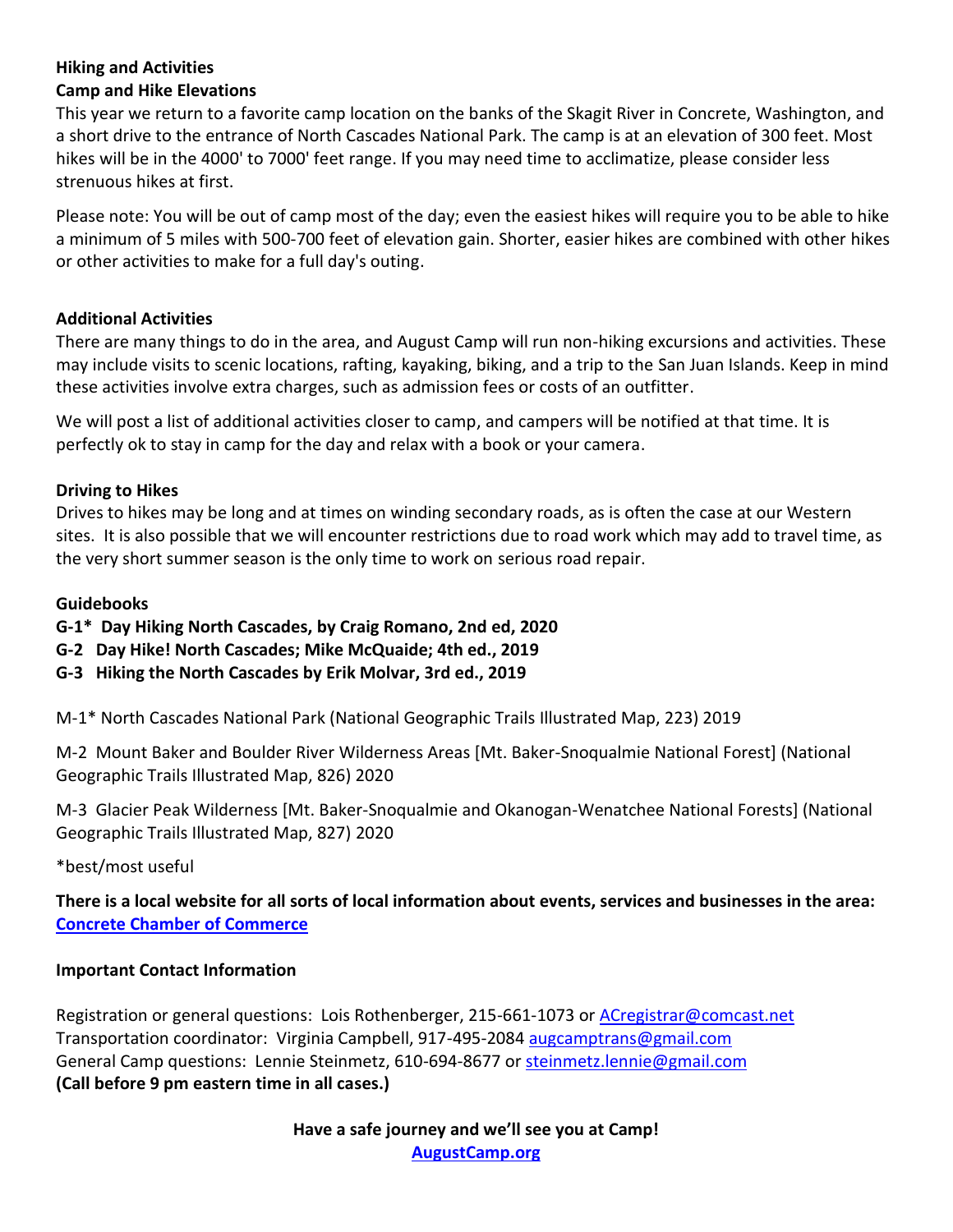**Hiking and Activities**

**Camp and Hike Elevations**

This year we return to a favorite camp location on the banks of the Skagit River in Concrete, Washington, and a short drive to the entrance of North Cascades National Park. The camp is at an elevation of 300 feet. Most hikes will be in the 4000' to 7000' feet range. If you may need time to acclimatize, please consider less strenuous hikes at first.

Please note: You will be out of camp most of the day; even the easiest hikes will require you to be able to hike a minimum of 5 miles with 500-700 feet of elevation gain. Shorter, easier hikes are combined with other hikes or other activities to make for a full day's outing.

**Additional Activities**

There are many things to do in the area, and August Camp will run non-hiking excursions and activities. These may include visits to scenic locations, rafting, kayaking, biking, and a trip to the San Juan Islands. Keep in mind these activities involve extra charges, such as admission fees or costs of an outfitter.

We will post a list of additional activities closer to camp, and campers will be notified at that time. It is perfectly ok to stay in camp for the day and relax with a book or your camera.

**Driving to Hikes**

Drives to hikes may be long and at times on winding secondary roads, as is often the case at our Western sites. It is also possible that we will encounter restrictions due to road work which may add to travel time, as the very short summer season is the only time to work on serious road repair.

**Guidebooks**

**G-1* Day Hiking North Cascades, by Craig Romano, 2nd ed, 2020**
**G-2 Day Hike! North Cascades; Mike McQuaide; 4th ed., 2019**
**G-3 Hiking the North Cascades by Erik Molvar, 3rd ed., 2019**

M-1* North Cascades National Park (National Geographic Trails Illustrated Map, 223) 2019

M-2 Mount Baker and Boulder River Wilderness Areas [Mt. Baker-Snoqualmie National Forest] (National Geographic Trails Illustrated Map, 826) 2020

M-3 Glacier Peak Wilderness [Mt. Baker-Snoqualmie and Okanogan-Wenatchee National Forests] (National Geographic Trails Illustrated Map, 827) 2020

*best/most useful

**There is a local website for all sorts of local information about events, services and businesses in the area: Concrete Chamber of Commerce**

**Important Contact Information**

Registration or general questions: Lois Rothenberger, 215-661-1073 or ACregistrar@comcast.net
Transportation coordinator: Virginia Campbell, 917-495-2084 augcamptrans@gmail.com
General Camp questions: Lennie Steinmetz, 610-694-8677 or steinmetz.lennie@gmail.com
**(Call before 9 pm eastern time in all cases.)**

**Have a safe journey and we'll see you at Camp!**
**AugustCamp.org**